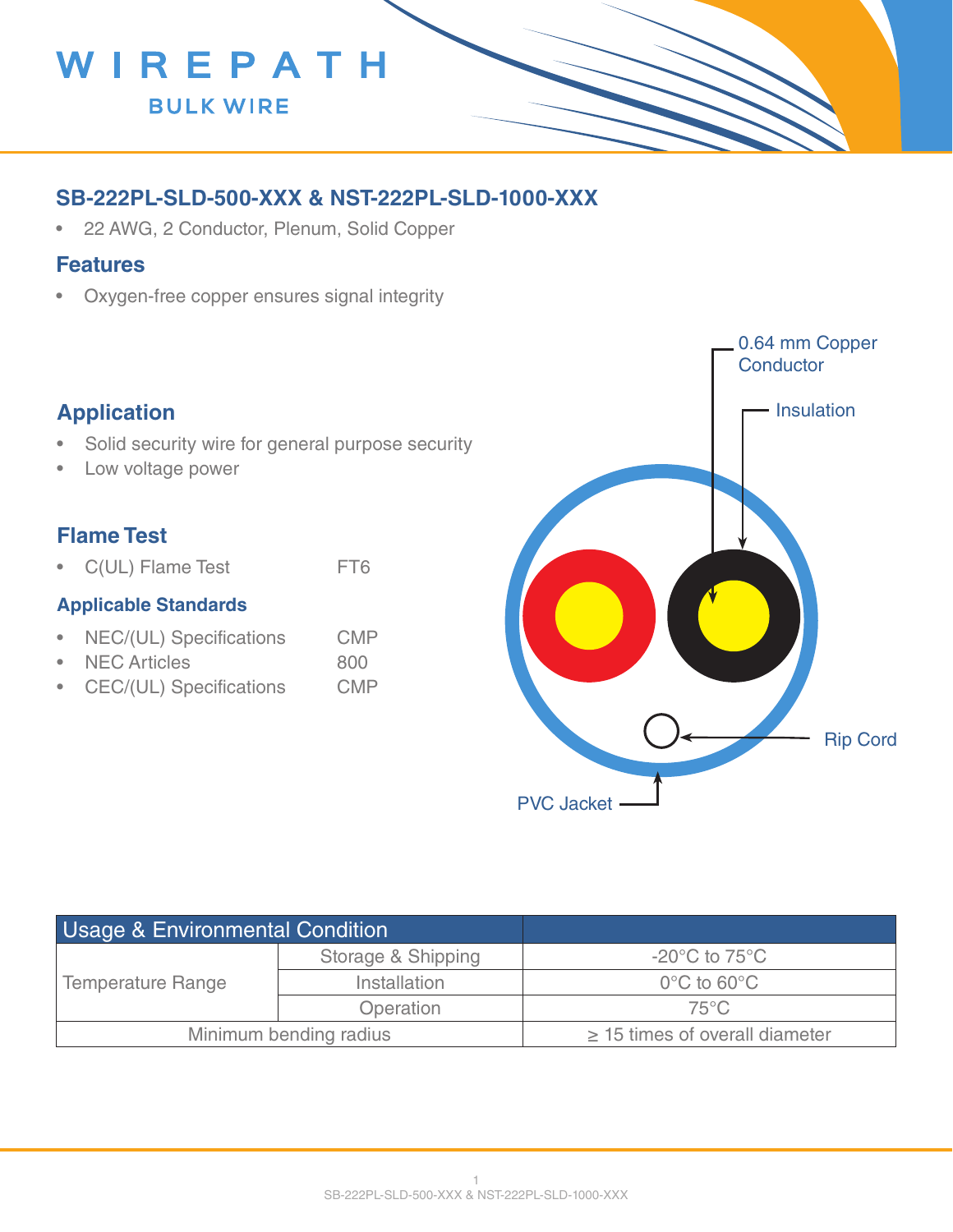WIREPATH
BULK WIRE

## SB-222PL-SLD-500-XXX & NST-222PL-SLD-1000-XXX

- 22 AWG, 2 Conductor, Plenum, Solid Copper

## Features

- Oxygen-free copper ensures signal integrity

## Application

- Solid security wire for general purpose security
- Low voltage power

## Flame Test

- C(UL) Flame Test FT6

### Applicable Standards

- NEC/(UL) Specifications CMP
- NEC Articles 800
- CEC/(UL) Specifications CMP

0.64 mm Copper Conductor

Insulation

Rip Cord

PVC Jacket

| Usage & Environmental Condition | | |
|---|---|---|
| Temperature Range | Storage & Shipping | -20°C to 75°C |
| | Installation | 0°C to 60°C |
| | Operation | 75°C |
| Minimum bending radius | | ≥ 15 times of overall diameter |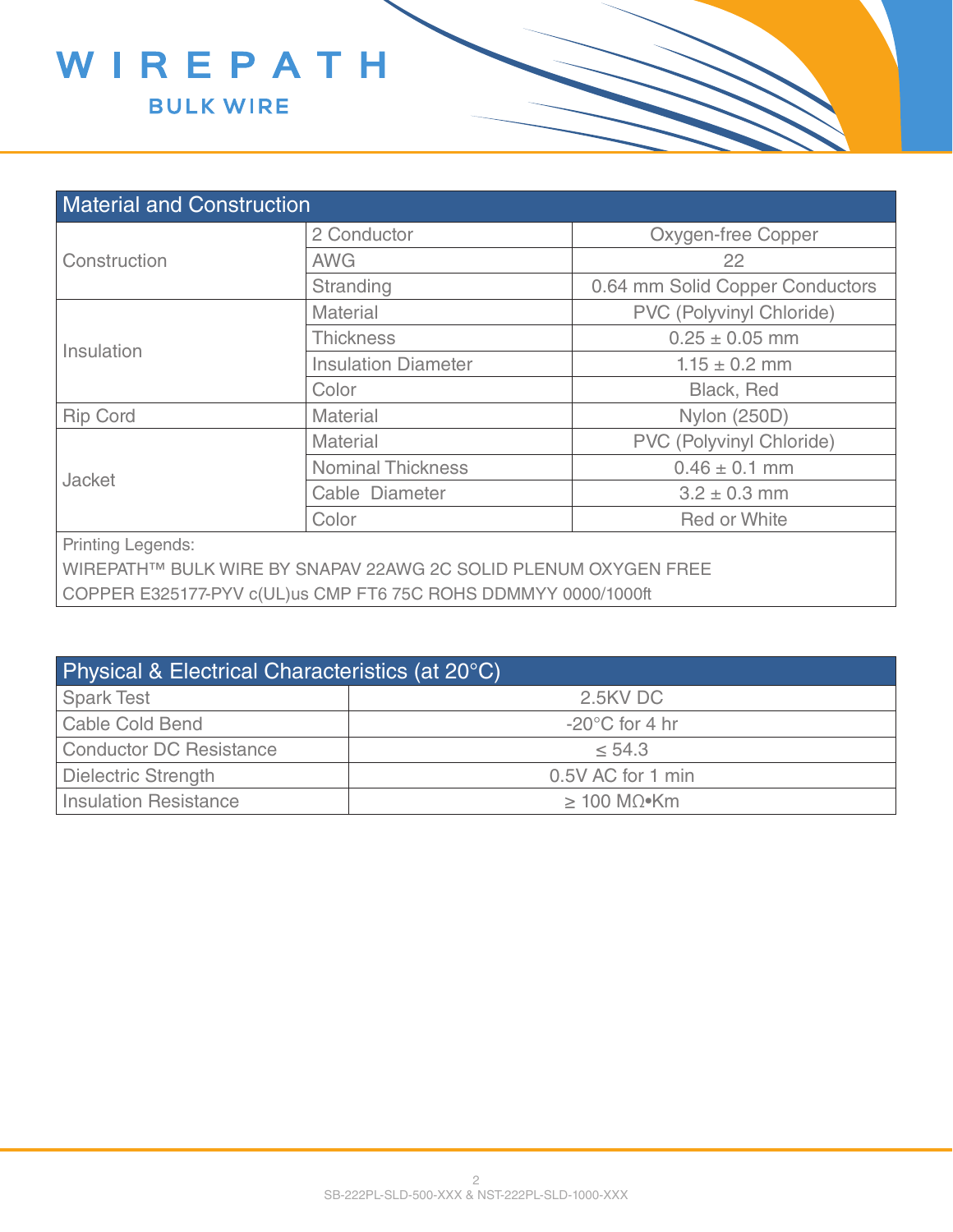# WIREPATH
## BULK WIRE

| Material and Construction | | |
|---|---|---|
| Construction | 2 Conductor | Oxygen-free Copper |
| | AWG | 22 |
| | Stranding | 0.64 mm Solid Copper Conductors |
| Insulation | Material | PVC (Polyvinyl Chloride) |
| | Thickness | 0.25 ± 0.05 mm |
| | Insulation Diameter | 1.15 ± 0.2 mm |
| | Color | Black, Red |
| Rip Cord | Material | Nylon (250D) |
| Jacket | Material | PVC (Polyvinyl Chloride) |
| | Nominal Thickness | 0.46 ± 0.1 mm |
| | Cable Diameter | 3.2 ± 0.3 mm |
| | Color | Red or White |

Printing Legends:
WIREPATH™ BULK WIRE BY SNAPAV 22AWG 2C SOLID PLENUM OXYGEN FREE COPPER E325177-PYV c(UL)us CMP FT6 75C ROHS DDMMYY 0000/1000ft

| Physical & Electrical Characteristics (at 20°C) | |
|---|---|
| Spark Test | 2.5KV DC |
| Cable Cold Bend | -20°C for 4 hr |
| Conductor DC Resistance | ≤ 54.3 |
| Dielectric Strength | 0.5V AC for 1 min |
| Insulation Resistance | ≥ 100 MΩ•Km |

SB-222PL-SLD-500-XXX & NST-222PL-SLD-1000-XXX